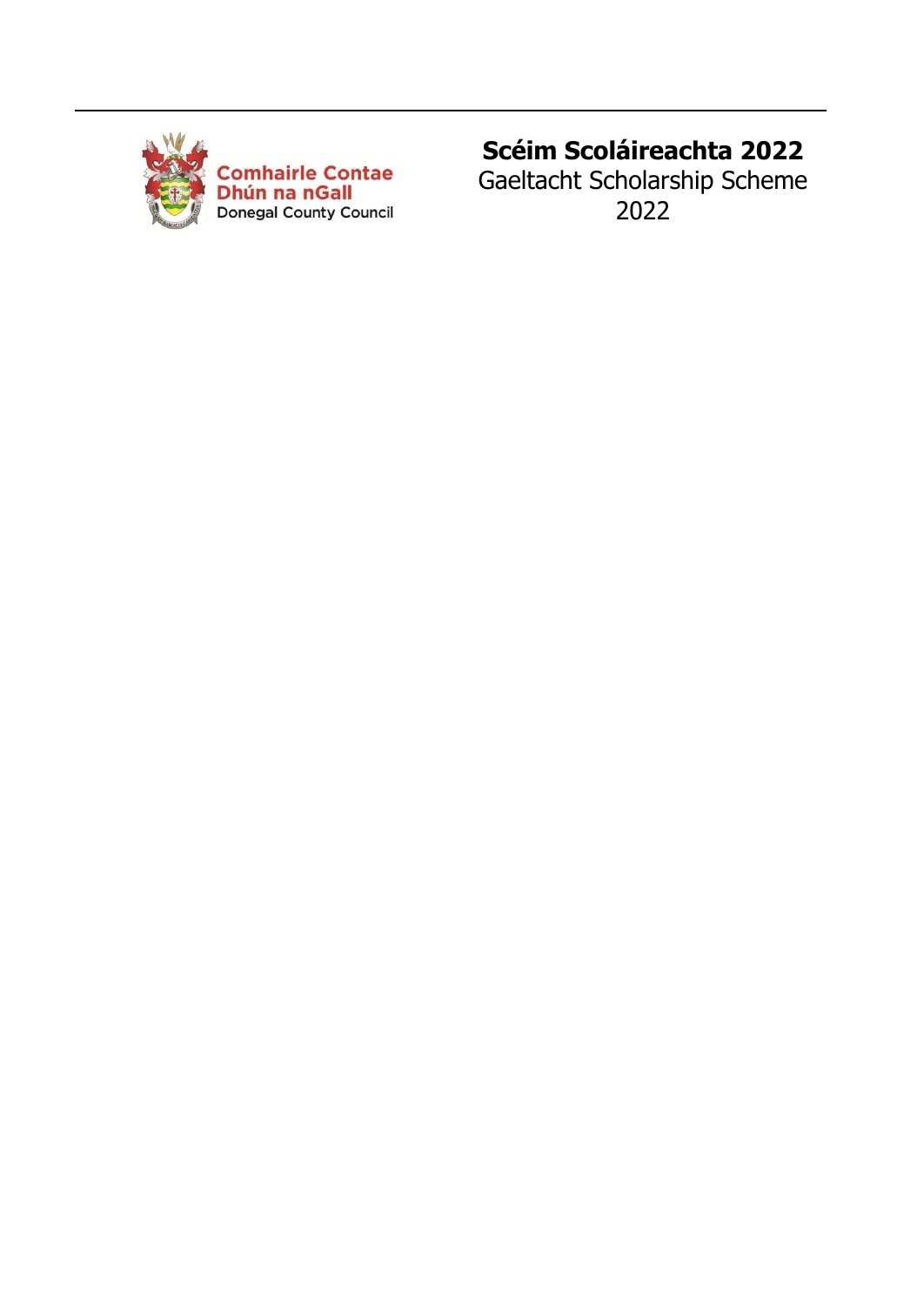Comhairle Contae Dhún na nGall
Donegal County Council

# Scéim Scoláireachta 2022

Gaeltacht Scholarship Scheme 2022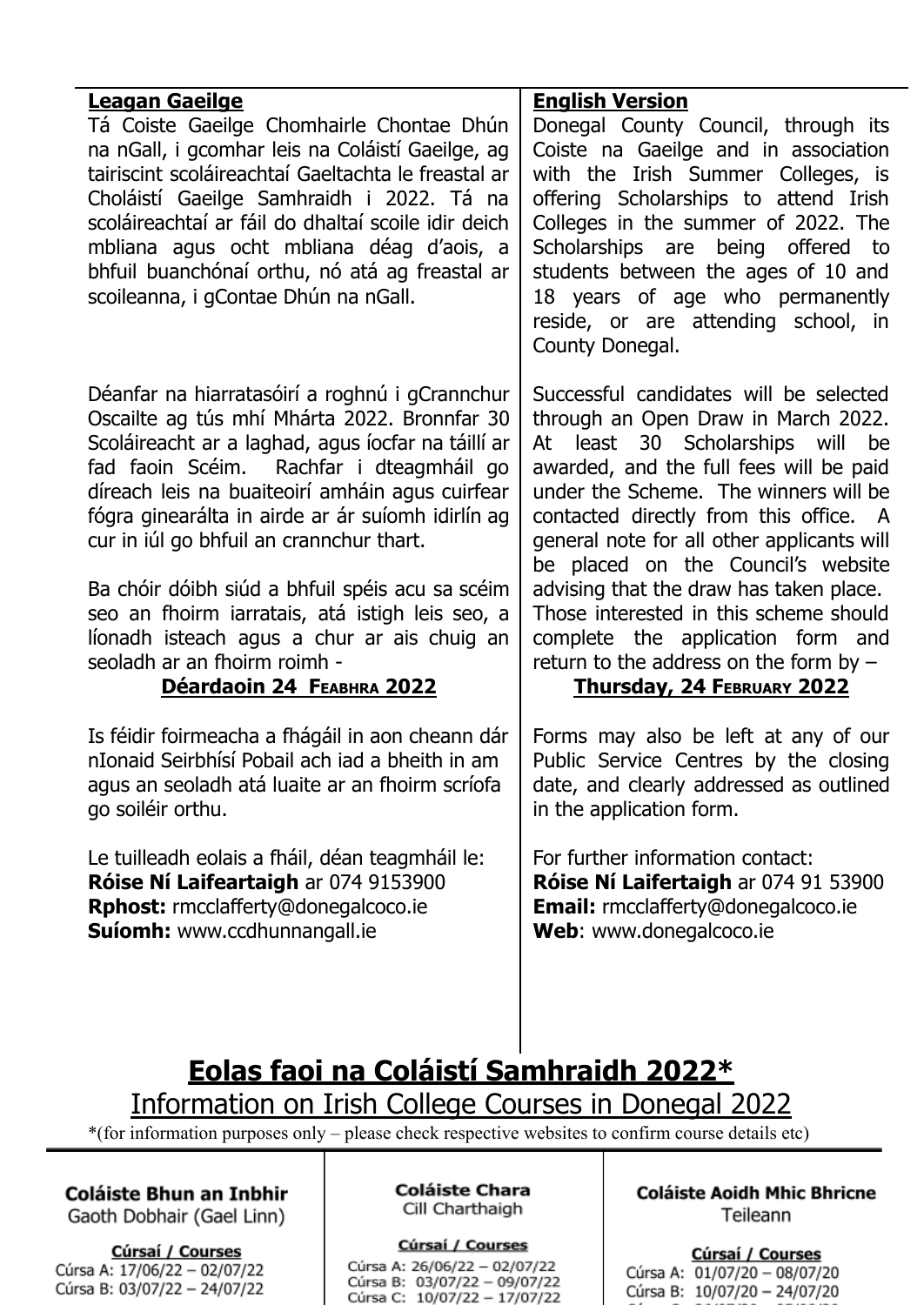**Leagan Gaeilge**

Tá Coiste Gaeilge Chomhairle Chontae Dhún na nGall, i gcomhar leis na Coláistí Gaeilge, ag tairiscint scoláireachtaí Gaeltachta le freastal ar Choláistí Gaeilge Samhraidh i 2022. Tá na scoláireachtaí ar fáil do dhaltaí scoile idir deich mbliana agus ocht mbliana déag d'aois, a bhfuil buanchónaí orthu, nó atá ag freastal ar scoileanna, i gContae Dhún na nGall.

Déanfar na hiarratasóirí a roghnú i gCrannchur Oscailte ag tús mhí Mhárta 2022. Bronnfar 30 Scoláireacht ar a laghad, agus íocfar na táillí ar fad faoin Scéim. Rachfar i dteagmháil go díreach leis na buaiteoirí amháin agus cuirfear fógra ginearálta in airde ar ár suíomh idirlín ag cur in iúl go bhfuil an crannchur thart.

Ba chóir dóibh siúd a bhfuil spéis acu sa scéim seo an fhoirm iarratais, atá istigh leis seo, a líonadh isteach agus a chur ar ais chuig an seoladh ar an fhoirm roimh -

**Déardaoin 24 Feabhra 2022**

Is féidir foirmeacha a fhágáil in aon cheann dár nIonaid Seirbhísí Pobail ach iad a bheith in am agus an seoladh atá luaite ar an fhoirm scríofa go soiléir orthu.

Le tuilleadh eolais a fháil, déan teagmháil le:
**Róise Ní Laifeartaigh** ar 074 9153900
**Rphost:** rmcclafferty@donegalcoco.ie
**Suíomh:** www.ccdhunnangall.ie

**English Version**

Donegal County Council, through its Coiste na Gaeilge and in association with the Irish Summer Colleges, is offering Scholarships to attend Irish Colleges in the summer of 2022. The Scholarships are being offered to students between the ages of 10 and 18 years of age who permanently reside, or are attending school, in County Donegal.

Successful candidates will be selected through an Open Draw in March 2022. At least 30 Scholarships will be awarded, and the full fees will be paid under the Scheme. The winners will be contacted directly from this office. A general note for all other applicants will be placed on the Council's website advising that the draw has taken place.

Those interested in this scheme should complete the application form and return to the address on the form by –

**Thursday, 24 February 2022**

Forms may also be left at any of our Public Service Centres by the closing date, and clearly addressed as outlined in the application form.

For further information contact:
**Róise Ní Laifertaigh** ar 074 91 53900
**Email:** rmcclafferty@donegalcoco.ie
**Web**: www.donegalcoco.ie

# Eolas faoi na Coláistí Samhraidh 2022*

## Information on Irish College Courses in Donegal 2022

*(for information purposes only – please check respective websites to confirm course details etc)

**Coláiste Bhun an Inbhir**
Gaoth Dobhair (Gael Linn)

**Cúrsaí / Courses**
Cúrsa A: 17/06/22 – 02/07/22
Cúrsa B: 03/07/22 – 24/07/22

**Coláiste Chara**
Cill Charthaigh

**Cúrsaí / Courses**
Cúrsa A: 26/06/22 – 02/07/22
Cúrsa B: 03/07/22 – 09/07/22
Cúrsa C: 10/07/22 – 17/07/22

**Coláiste Aoidh Mhic Bhricne**
Teileann

**Cúrsaí / Courses**
Cúrsa A: 01/07/20 – 08/07/20
Cúrsa B: 10/07/20 – 24/07/20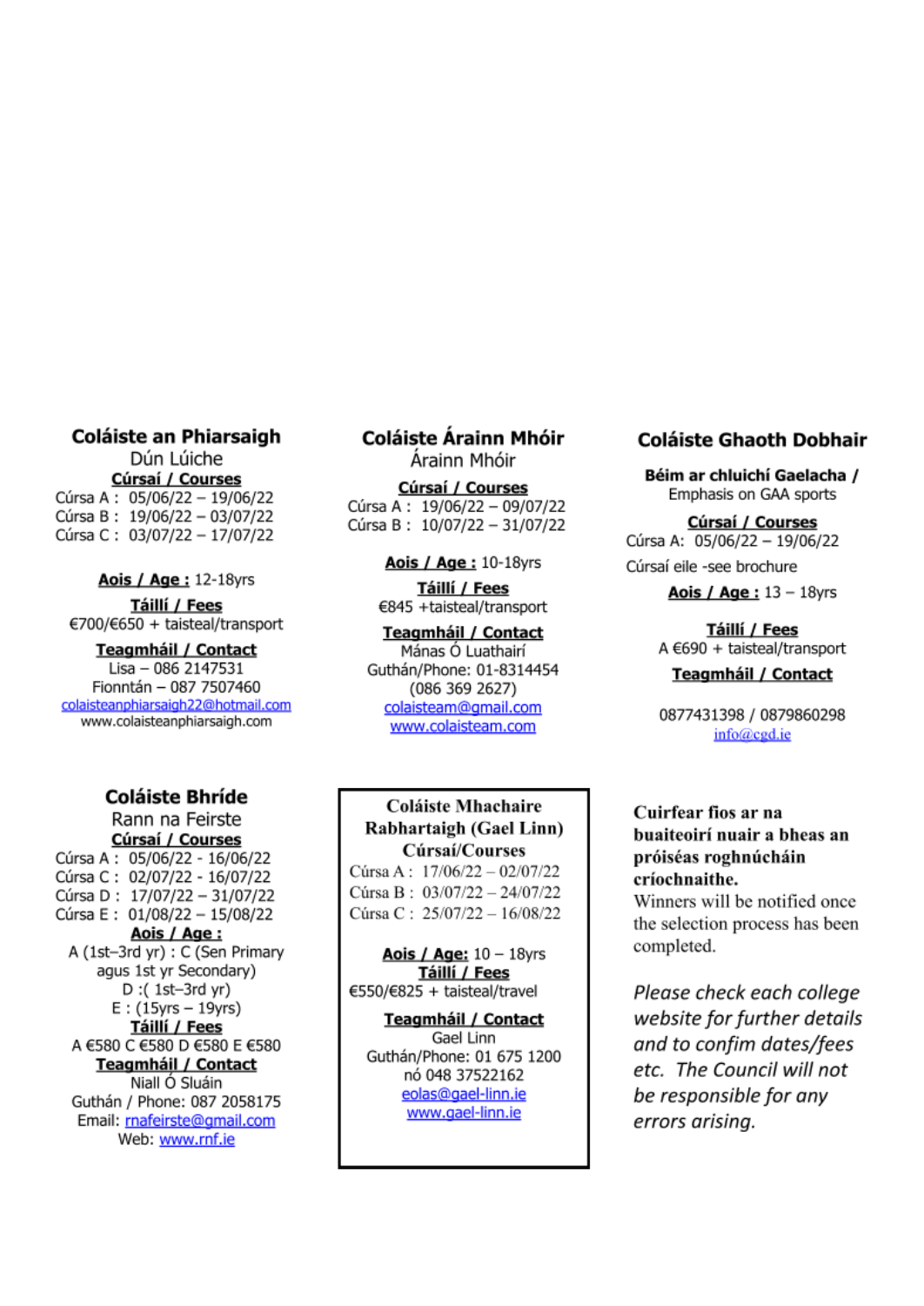## Coláiste an Phiarsaigh

Dún Lúiche

**Cúrsaí / Courses**

Cúrsa A : 05/06/22 – 19/06/22
Cúrsa B : 19/06/22 – 03/07/22
Cúrsa C : 03/07/22 – 17/07/22

**Aois / Age :** 12-18yrs

**Táillí / Fees**

€700/€650 + taisteal/transport

**Teagmháil / Contact**

Lisa – 086 2147531
Fionntán – 087 7507460
colaisteanphiarsaigh22@hotmail.com
www.colaisteanphiarsaigh.com

## Coláiste Árainn Mhóir

Árainn Mhóir

**Cúrsaí / Courses**

Cúrsa A : 19/06/22 – 09/07/22
Cúrsa B : 10/07/22 – 31/07/22

**Aois / Age :** 10-18yrs

**Táillí / Fees**

€845 +taisteal/transport

**Teagmháil / Contact**

Mánas Ó Luathairí
Guthán/Phone: 01-8314454
(086 369 2627)
colaisteam@gmail.com
www.colaisteam.com

## Coláiste Ghaoth Dobhair

**Béim ar chluichí Gaelacha /**
Emphasis on GAA sports

**Cúrsaí / Courses**

Cúrsa A: 05/06/22 – 19/06/22
Cúrsaí eile -see brochure

**Aois / Age :** 13 – 18yrs

**Táillí / Fees**

A €690 + taisteal/transport

**Teagmháil / Contact**

0877431398 / 0879860298
info@cgd.ie

## Coláiste Bhríde

Rann na Feirste

**Cúrsaí / Courses**

Cúrsa A : 05/06/22 - 16/06/22
Cúrsa C : 02/07/22 - 16/07/22
Cúrsa D : 17/07/22 – 31/07/22
Cúrsa E : 01/08/22 – 15/08/22

**Aois / Age :**

A (1st–3rd yr) : C (Sen Primary agus 1st yr Secondary)
D :( 1st–3rd yr)
E : (15yrs – 19yrs)

**Táillí / Fees**

A €580 C €580 D €580 E €580

**Teagmháil / Contact**

Niall Ó Sluáin
Guthán / Phone: 087 2058175
Email: rnafeirste@gmail.com
Web: www.rnf.ie

## Coláiste Mhachaire Rabhartaigh (Gael Linn)

**Cúrsaí/Courses**

Cúrsa A : 17/06/22 – 02/07/22
Cúrsa B : 03/07/22 – 24/07/22
Cúrsa C : 25/07/22 – 16/08/22

**Aois / Age:** 10 – 18yrs

**Táillí / Fees**

€550/€825 + taisteal/travel

**Teagmháil / Contact**

Gael Linn
Guthán/Phone: 01 675 1200
nó 048 37522162
eolas@gael-linn.ie
www.gael-linn.ie

**Cuirfear fios ar na buaiteoirí nuair a bheas an próiséas roghnúcháin críochnaithe.**

Winners will be notified once the selection process has been completed.

*Please check each college website for further details and to confim dates/fees etc. The Council will not be responsible for any errors arising.*